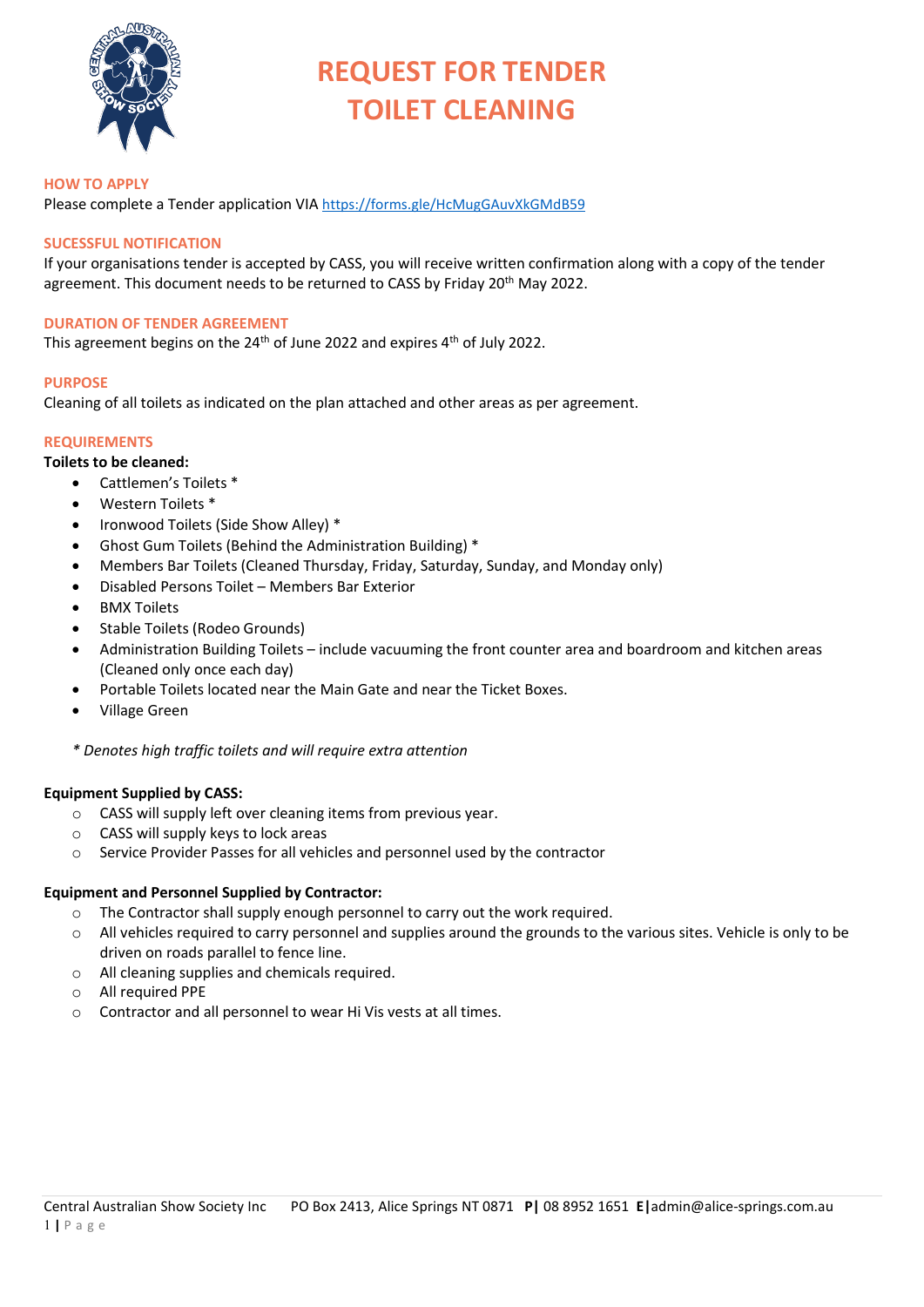# REQUEST FOR TENDER
# TOILET CLEANING

## HOW TO APPLY

Please complete a Tender application VIA https://forms.gle/HcMugGAuvXkGMdB59

## SUCESSFUL NOTIFICATION

If your organisations tender is accepted by CASS, you will receive written confirmation along with a copy of the tender agreement. This document needs to be returned to CASS by Friday 20th May 2022.

## DURATION OF TENDER AGREEMENT

This agreement begins on the 24th of June 2022 and expires 4th of July 2022.

## PURPOSE

Cleaning of all toilets as indicated on the plan attached and other areas as per agreement.

## REQUIREMENTS

**Toilets to be cleaned:**

- Cattlemen's Toilets *
- Western Toilets *
- Ironwood Toilets (Side Show Alley) *
- Ghost Gum Toilets (Behind the Administration Building) *
- Members Bar Toilets (Cleaned Thursday, Friday, Saturday, Sunday, and Monday only)
- Disabled Persons Toilet – Members Bar Exterior
- BMX Toilets
- Stable Toilets (Rodeo Grounds)
- Administration Building Toilets – include vacuuming the front counter area and boardroom and kitchen areas (Cleaned only once each day)
- Portable Toilets located near the Main Gate and near the Ticket Boxes.
- Village Green

*\* Denotes high traffic toilets and will require extra attention*

**Equipment Supplied by CASS:**

- CASS will supply left over cleaning items from previous year.
- CASS will supply keys to lock areas
- Service Provider Passes for all vehicles and personnel used by the contractor

**Equipment and Personnel Supplied by Contractor:**

- The Contractor shall supply enough personnel to carry out the work required.
- All vehicles required to carry personnel and supplies around the grounds to the various sites. Vehicle is only to be driven on roads parallel to fence line.
- All cleaning supplies and chemicals required.
- All required PPE
- Contractor and all personnel to wear Hi Vis vests at all times.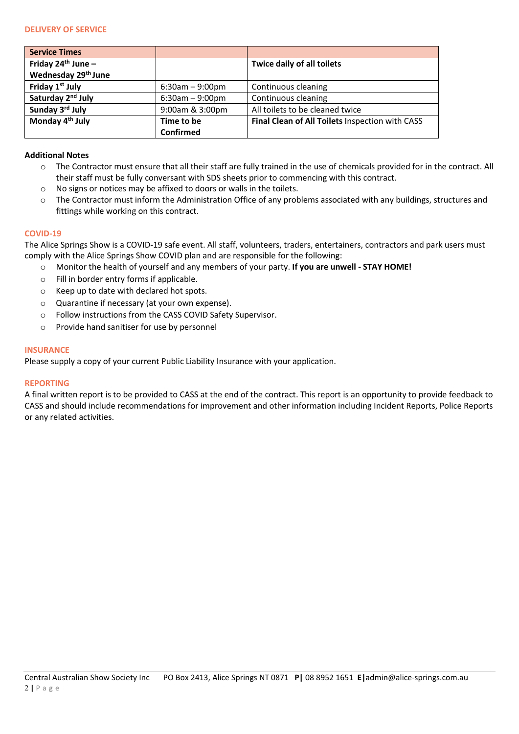## DELIVERY OF SERVICE

| Service Times | | |
|---|---|---|
| **Friday 24th June – Wednesday 29th June** | | **Twice daily of all toilets** |
| **Friday 1st July** | 6:30am – 9:00pm | Continuous cleaning |
| **Saturday 2nd July** | 6:30am – 9:00pm | Continuous cleaning |
| **Sunday 3rd July** | 9:00am & 3:00pm | All toilets to be cleaned twice |
| **Monday 4th July** | **Time to be Confirmed** | **Final Clean of All Toilets** Inspection with CASS |

**Additional Notes**

- The Contractor must ensure that all their staff are fully trained in the use of chemicals provided for in the contract. All their staff must be fully conversant with SDS sheets prior to commencing with this contract.
- No signs or notices may be affixed to doors or walls in the toilets.
- The Contractor must inform the Administration Office of any problems associated with any buildings, structures and fittings while working on this contract.

## COVID-19

The Alice Springs Show is a COVID-19 safe event. All staff, volunteers, traders, entertainers, contractors and park users must comply with the Alice Springs Show COVID plan and are responsible for the following:

- Monitor the health of yourself and any members of your party. **If you are unwell - STAY HOME!**
- Fill in border entry forms if applicable.
- Keep up to date with declared hot spots.
- Quarantine if necessary (at your own expense).
- Follow instructions from the CASS COVID Safety Supervisor.
- Provide hand sanitiser for use by personnel

## INSURANCE

Please supply a copy of your current Public Liability Insurance with your application.

## REPORTING

A final written report is to be provided to CASS at the end of the contract. This report is an opportunity to provide feedback to CASS and should include recommendations for improvement and other information including Incident Reports, Police Reports or any related activities.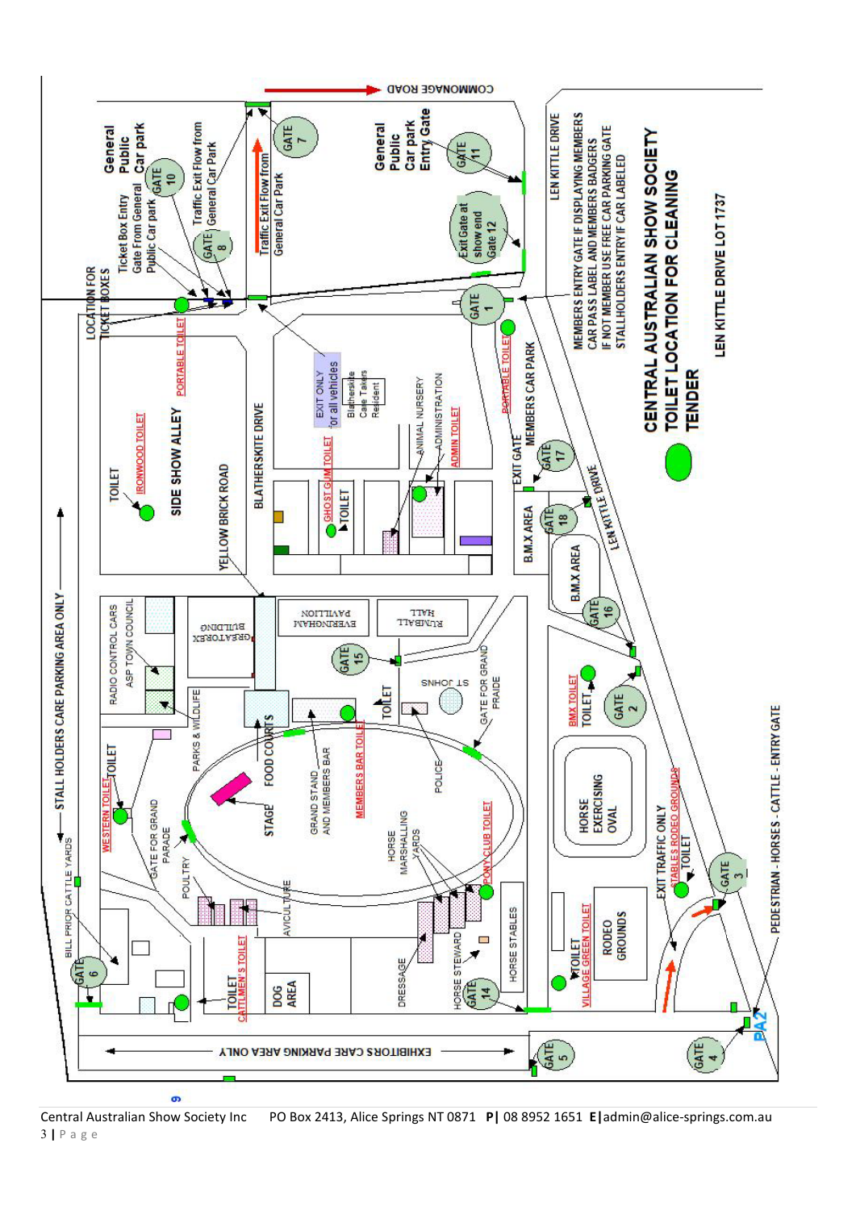CENTRAL AUSTRALIAN SHOW SOCIETY
TOILET LOCATION FOR CLEANING
TENDER

LEN KITTLE DRIVE LOT 1737

COMMONAGE ROAD

LEN KITTLE DRIVE

MEMBERS ENTRY GATE IF DISPLAYING MEMBERS
CAR PASS LABEL AND MEMBERS BADGERS
IF NOT MEMBER USE FREE CAR PARKING GATE
STALLHOLDERS ENTRY IF CAR LABELED

General Public Car park

General Public Car park Entry Gate

GATE 11

Exit Gate at show end Gate 12

GATE 7

GATE 10

GATE 8

GATE 1

Traffic Exit Flow from General Car Park

Ticket Box Entry Gate From General Public Car park

LOCATION FOR TICKET BOXES

PORTABLE TOILET

EXIT ONLY for all vehicles

Blatherskite Care Takers Resident

ANIMAL NURSERY

ADMINISTRATION

ADMIN TOILET

MEMBERS CAR PARK

EXIT GATE

GATE 17

GATE 18

B.M.X AREA

GATE 16

GHOST GUM TOILET

TOILET

BLATHERSKITE DRIVE

YELLOW BRICK ROAD

SIDE SHOW ALLEY

IRONWOOD TOILET

STALL HOLDERS CARE PARKING AREA ONLY

RADIO CONTROL CARS

ASP TOWN COUNCIL

GREATOREX BUILDING

EVERINGHAM PAVILLION

RUMBALL HALL

GATE 15

ST JOHNS

GATE FOR GRAND PRAIDE

TOILET

MEMBERS BAR TOILET

GRAND STAND AND MEMBERS BAR

FOOD COURTS

STAGE

POLICE

PARKS & WILDLIFE

WESTERN TOILET

GATE FOR GRAND PARADE

POULTRY

AVICULTURE

HORSE MARSHALLING YARDS

PONY CLUB TOILET

BILL PRIOR CATTLE YARDS

GATE 6

CATTLMEN'S TOILET

DOG AREA

DRESSAGE

HORSE STEWARD

HORSE STABLES

GATE 14

BMX TOILET

GATE 2

HORSE EXERCISING OVAL

EXIT TRAFFIC ONLY

STABLES RODEO GROUNDS TOILET

RODEO GROUNDS

VILLAGE GREEN TOILET

GATE 3

EXHIBITORS CARE PARKING AREA ONLY

GATE 5

GATE 4

PA2

PEDESTRIAN - HORSES - CATTLE - ENTRY GATE